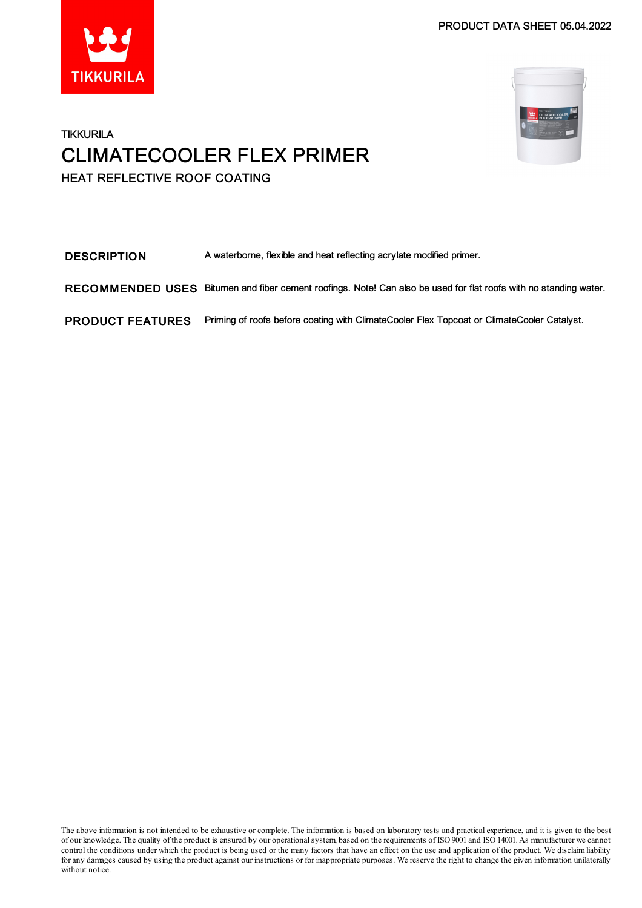PRODUCT DATA SHEET 05.04.2022

TIKKURILA

# CLIMATECOOLER FLEX PRIMER

## HEAT REFLECTIVE ROOF COATING

| | |
|---|---|
| **DESCRIPTION** | A waterborne, flexible and heat reflecting acrylate modified primer. |
| **RECOMMENDED USES** | Bitumen and fiber cement roofings. Note! Can also be used for flat roofs with no standing water. |
| **PRODUCT FEATURES** | Priming of roofs before coating with ClimateCooler Flex Topcoat or ClimateCooler Catalyst. |

The above information is not intended to be exhaustive or complete. The information is based on laboratory tests and practical experience, and it is given to the best of our knowledge. The quality of the product is ensured by our operational system, based on the requirements of ISO 9001 and ISO 14001. As manufacturer we cannot control the conditions under which the product is being used or the many factors that have an effect on the use and application of the product. We disclaim liability for any damages caused by using the product against our instructions or for inappropriate purposes. We reserve the right to change the given information unilaterally without notice.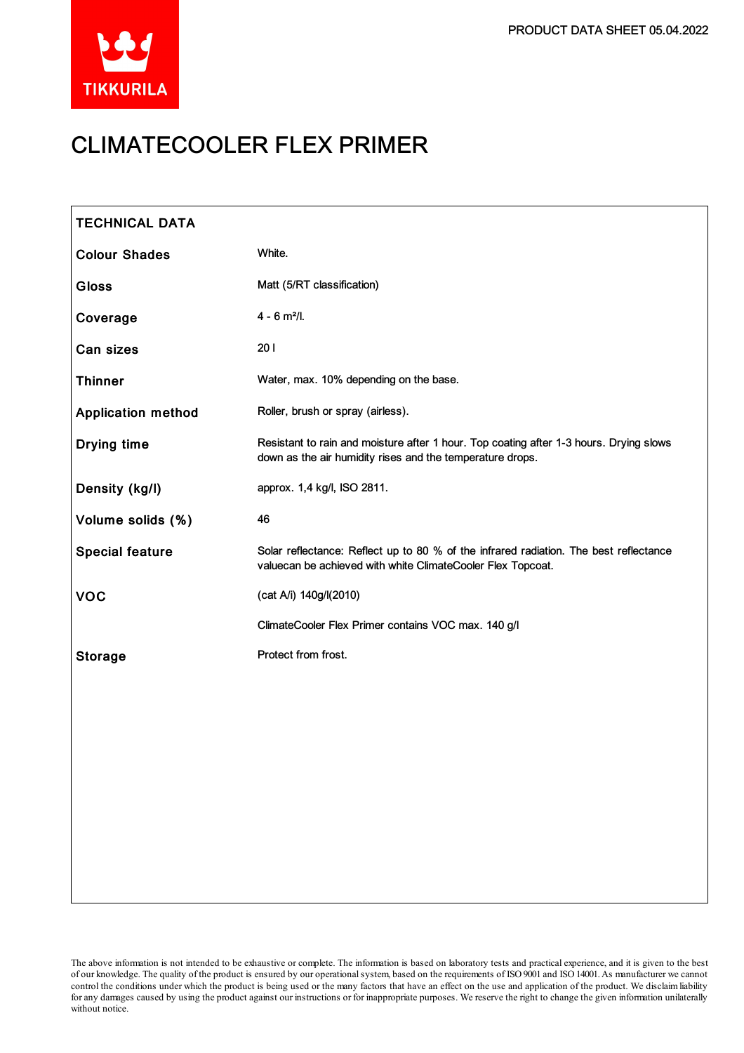# CLIMATECOOLER FLEX PRIMER

## TECHNICAL DATA

| | |
|---|---|
| **Colour Shades** | White. |
| **Gloss** | Matt (5/RT classification) |
| **Coverage** | 4 - 6 m²/l. |
| **Can sizes** | 20 l |
| **Thinner** | Water, max. 10% depending on the base. |
| **Application method** | Roller, brush or spray (airless). |
| **Drying time** | Resistant to rain and moisture after 1 hour. Top coating after 1-3 hours. Drying slows down as the air humidity rises and the temperature drops. |
| **Density (kg/l)** | approx. 1,4 kg/l, ISO 2811. |
| **Volume solids (%)** | 46 |
| **Special feature** | Solar reflectance: Reflect up to 80 % of the infrared radiation. The best reflectance valuecan be achieved with white ClimateCooler Flex Topcoat. |
| **VOC** | (cat A/i) 140g/l(2010)<br><br>ClimateCooler Flex Primer contains VOC max. 140 g/l |
| **Storage** | Protect from frost. |

The above information is not intended to be exhaustive or complete. The information is based on laboratory tests and practical experience, and it is given to the best of our knowledge. The quality of the product is ensured by our operational system, based on the requirements of ISO 9001 and ISO 14001. As manufacturer we cannot control the conditions under which the product is being used or the many factors that have an effect on the use and application of the product. We disclaim liability for any damages caused by using the product against our instructions or for inappropriate purposes. We reserve the right to change the given information unilaterally without notice.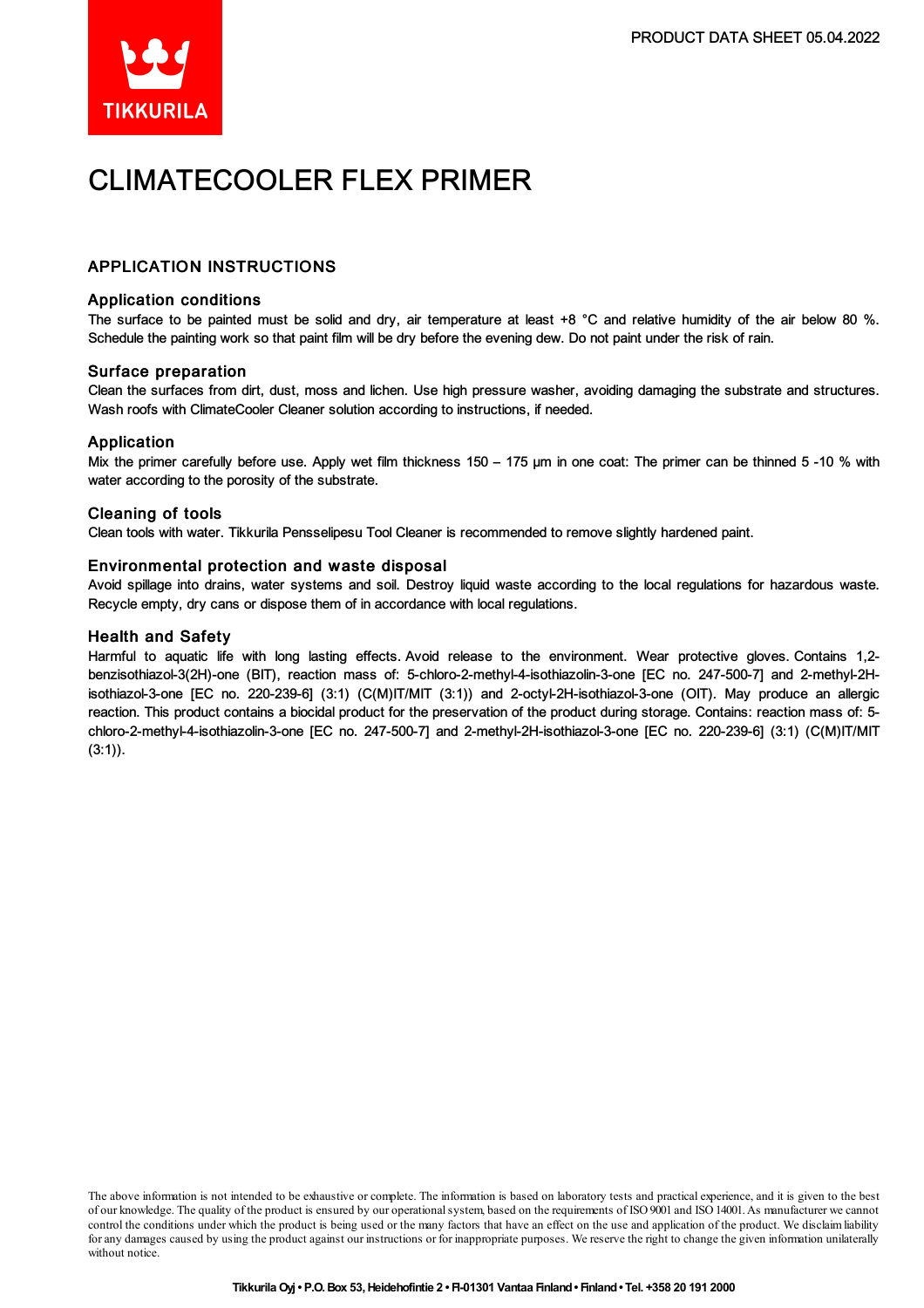# CLIMATECOOLER FLEX PRIMER

## APPLICATION INSTRUCTIONS

### Application conditions

The surface to be painted must be solid and dry, air temperature at least +8 °C and relative humidity of the air below 80 %. Schedule the painting work so that paint film will be dry before the evening dew. Do not paint under the risk of rain.

### Surface preparation

Clean the surfaces from dirt, dust, moss and lichen. Use high pressure washer, avoiding damaging the substrate and structures. Wash roofs with ClimateCooler Cleaner solution according to instructions, if needed.

### Application

Mix the primer carefully before use. Apply wet film thickness 150 – 175 µm in one coat: The primer can be thinned 5 -10 % with water according to the porosity of the substrate.

### Cleaning of tools

Clean tools with water. Tikkurila Pensselipesu Tool Cleaner is recommended to remove slightly hardened paint.

### Environmental protection and waste disposal

Avoid spillage into drains, water systems and soil. Destroy liquid waste according to the local regulations for hazardous waste. Recycle empty, dry cans or dispose them of in accordance with local regulations.

### Health and Safety

Harmful to aquatic life with long lasting effects. Avoid release to the environment. Wear protective gloves. Contains 1,2-benzisothiazol-3(2H)-one (BIT), reaction mass of: 5-chloro-2-methyl-4-isothiazolin-3-one [EC no. 247-500-7] and 2-methyl-2H-isothiazol-3-one [EC no. 220-239-6] (3:1) (C(M)IT/MIT (3:1)) and 2-octyl-2H-isothiazol-3-one (OIT). May produce an allergic reaction. This product contains a biocidal product for the preservation of the product during storage. Contains: reaction mass of: 5-chloro-2-methyl-4-isothiazolin-3-one [EC no. 247-500-7] and 2-methyl-2H-isothiazol-3-one [EC no. 220-239-6] (3:1) (C(M)IT/MIT (3:1)).

The above information is not intended to be exhaustive or complete. The information is based on laboratory tests and practical experience, and it is given to the best of our knowledge. The quality of the product is ensured by our operational system, based on the requirements of ISO 9001 and ISO 14001. As manufacturer we cannot control the conditions under which the product is being used or the many factors that have an effect on the use and application of the product. We disclaim liability for any damages caused by using the product against our instructions or for inappropriate purposes. We reserve the right to change the given information unilaterally without notice.

**Tikkurila Oyj • P.O. Box 53, Heidehofintie 2 • FI-01301 Vantaa Finland • Finland • Tel. +358 20 191 2000**